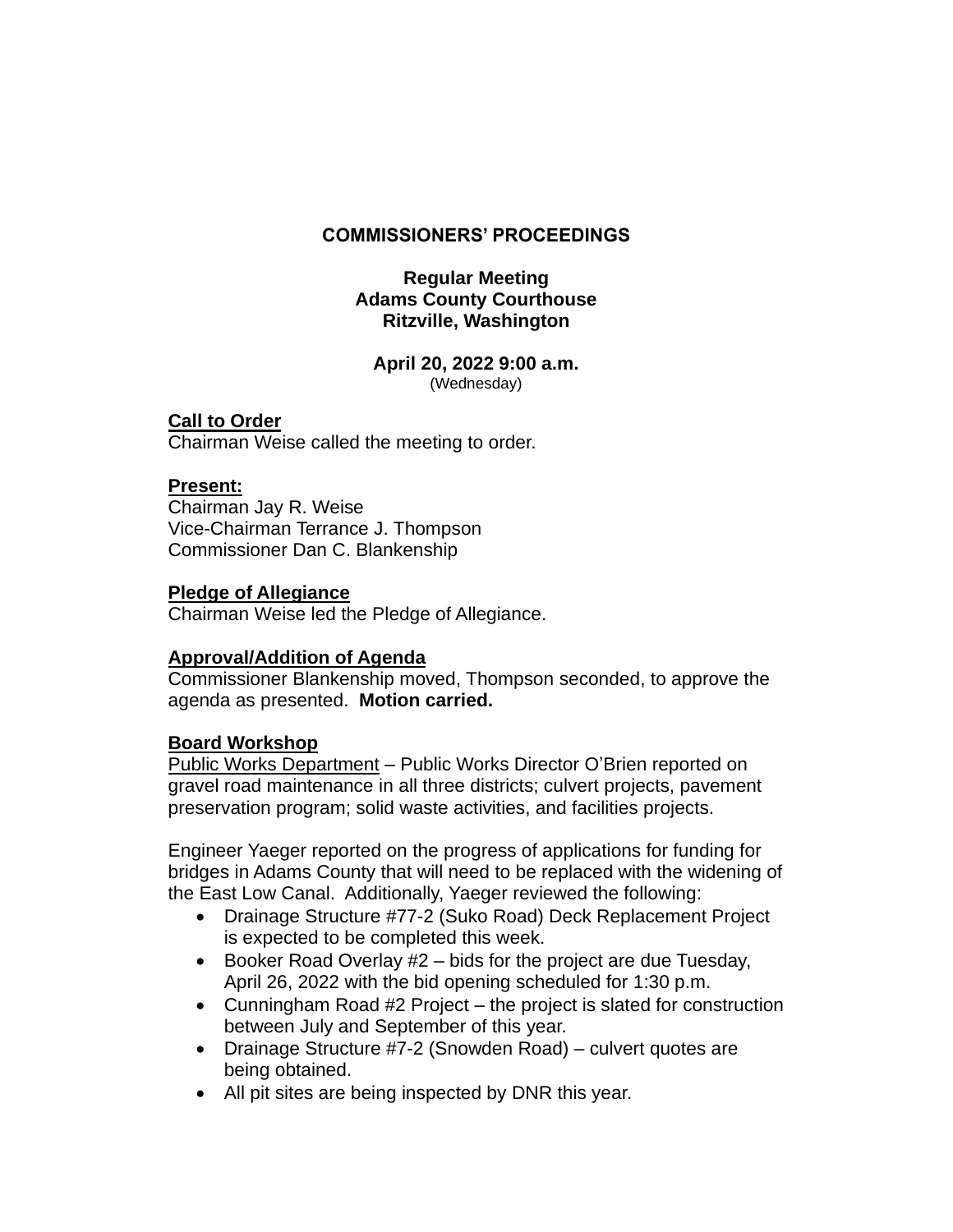# COMMISSIONERS' PROCEEDINGS

**Regular Meeting**
**Adams County Courthouse**
**Ritzville, Washington**

**April 20, 2022 9:00 a.m.**
(Wednesday)

**Call to Order**
Chairman Weise called the meeting to order.

**Present:**
Chairman Jay R. Weise
Vice-Chairman Terrance J. Thompson
Commissioner Dan C. Blankenship

**Pledge of Allegiance**
Chairman Weise led the Pledge of Allegiance.

**Approval/Addition of Agenda**
Commissioner Blankenship moved, Thompson seconded, to approve the agenda as presented. **Motion carried.**

**Board Workshop**
Public Works Department – Public Works Director O'Brien reported on gravel road maintenance in all three districts; culvert projects, pavement preservation program; solid waste activities, and facilities projects.

Engineer Yaeger reported on the progress of applications for funding for bridges in Adams County that will need to be replaced with the widening of the East Low Canal. Additionally, Yaeger reviewed the following:

- Drainage Structure #77-2 (Suko Road) Deck Replacement Project is expected to be completed this week.
- Booker Road Overlay #2 – bids for the project are due Tuesday, April 26, 2022 with the bid opening scheduled for 1:30 p.m.
- Cunningham Road #2 Project – the project is slated for construction between July and September of this year.
- Drainage Structure #7-2 (Snowden Road) – culvert quotes are being obtained.
- All pit sites are being inspected by DNR this year.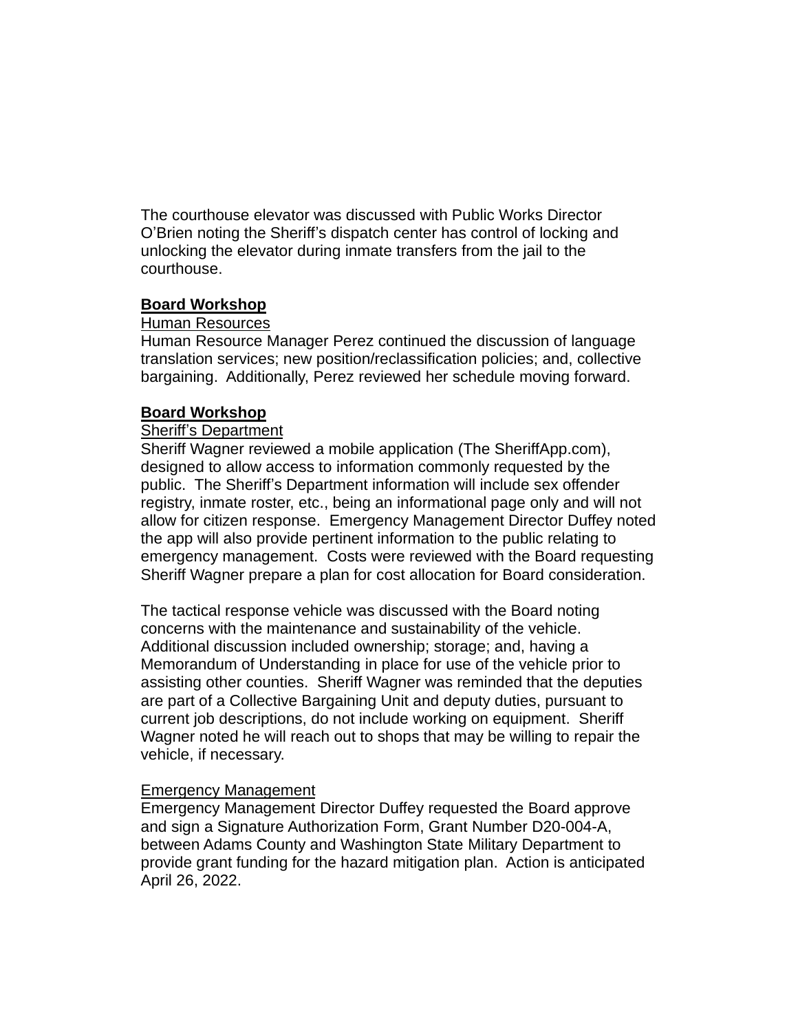The courthouse elevator was discussed with Public Works Director O'Brien noting the Sheriff's dispatch center has control of locking and unlocking the elevator during inmate transfers from the jail to the courthouse.

**Board Workshop**

Human Resources

Human Resource Manager Perez continued the discussion of language translation services; new position/reclassification policies; and, collective bargaining. Additionally, Perez reviewed her schedule moving forward.

**Board Workshop**

Sheriff's Department

Sheriff Wagner reviewed a mobile application (The SheriffApp.com), designed to allow access to information commonly requested by the public. The Sheriff's Department information will include sex offender registry, inmate roster, etc., being an informational page only and will not allow for citizen response. Emergency Management Director Duffey noted the app will also provide pertinent information to the public relating to emergency management. Costs were reviewed with the Board requesting Sheriff Wagner prepare a plan for cost allocation for Board consideration.

The tactical response vehicle was discussed with the Board noting concerns with the maintenance and sustainability of the vehicle. Additional discussion included ownership; storage; and, having a Memorandum of Understanding in place for use of the vehicle prior to assisting other counties. Sheriff Wagner was reminded that the deputies are part of a Collective Bargaining Unit and deputy duties, pursuant to current job descriptions, do not include working on equipment. Sheriff Wagner noted he will reach out to shops that may be willing to repair the vehicle, if necessary.

Emergency Management

Emergency Management Director Duffey requested the Board approve and sign a Signature Authorization Form, Grant Number D20-004-A, between Adams County and Washington State Military Department to provide grant funding for the hazard mitigation plan. Action is anticipated April 26, 2022.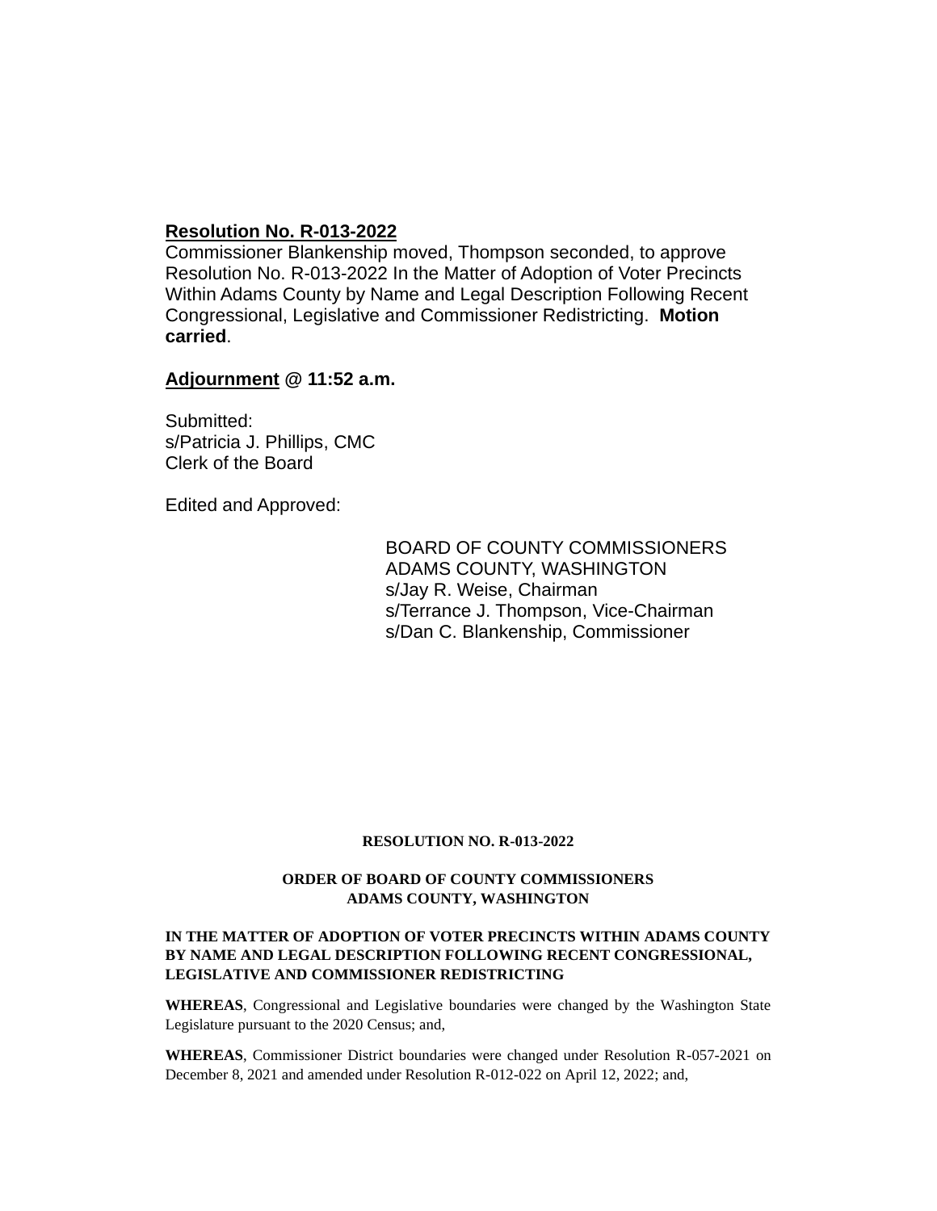**<u>Resolution No. R-013-2022</u>**
Commissioner Blankenship moved, Thompson seconded, to approve Resolution No. R-013-2022 In the Matter of Adoption of Voter Precincts Within Adams County by Name and Legal Description Following Recent Congressional, Legislative and Commissioner Redistricting. **Motion carried**.

**<u>Adjournment</u> @ 11:52 a.m.**

Submitted:
s/Patricia J. Phillips, CMC
Clerk of the Board

Edited and Approved:

BOARD OF COUNTY COMMISSIONERS
ADAMS COUNTY, WASHINGTON
s/Jay R. Weise, Chairman
s/Terrance J. Thompson, Vice-Chairman
s/Dan C. Blankenship, Commissioner

**RESOLUTION NO. R-013-2022**

**ORDER OF BOARD OF COUNTY COMMISSIONERS**
**ADAMS COUNTY, WASHINGTON**

**IN THE MATTER OF ADOPTION OF VOTER PRECINCTS WITHIN ADAMS COUNTY BY NAME AND LEGAL DESCRIPTION FOLLOWING RECENT CONGRESSIONAL, LEGISLATIVE AND COMMISSIONER REDISTRICTING**

**WHEREAS**, Congressional and Legislative boundaries were changed by the Washington State Legislature pursuant to the 2020 Census; and,

**WHEREAS**, Commissioner District boundaries were changed under Resolution R-057-2021 on December 8, 2021 and amended under Resolution R-012-022 on April 12, 2022; and,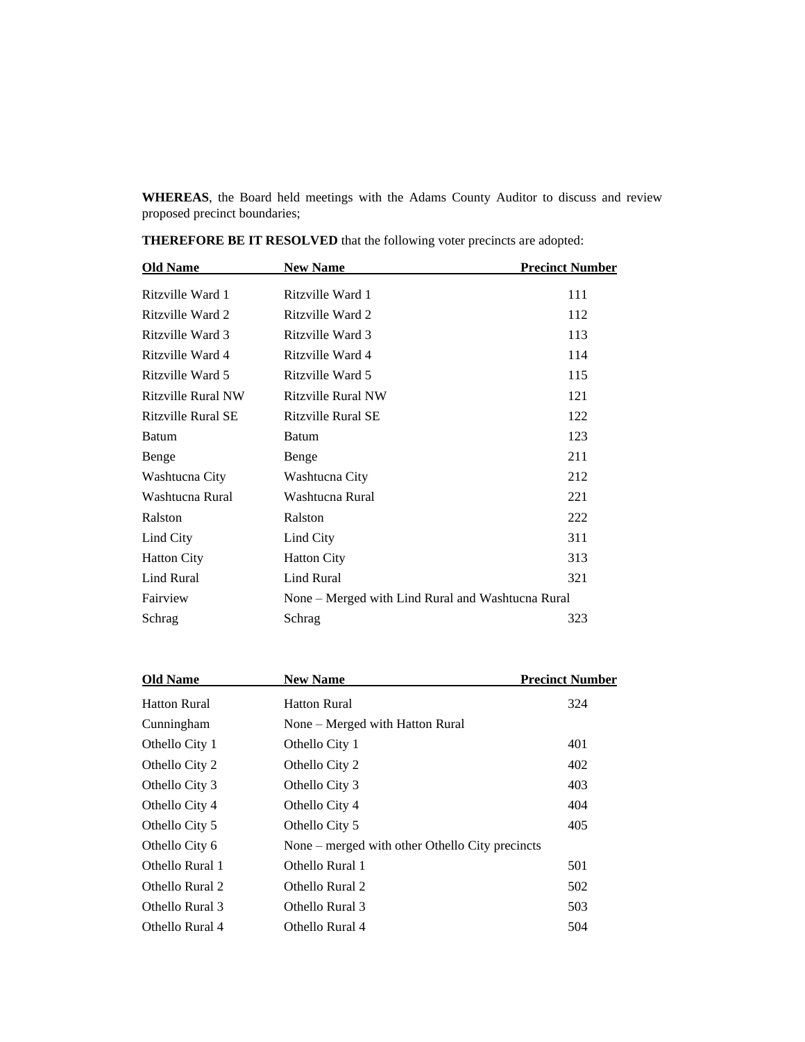**WHEREAS**, the Board held meetings with the Adams County Auditor to discuss and review proposed precinct boundaries;

**THEREFORE BE IT RESOLVED** that the following voter precincts are adopted:

| Old Name | New Name | Precinct Number |
|---|---|---|
| Ritzville Ward 1 | Ritzville Ward 1 | 111 |
| Ritzville Ward 2 | Ritzville Ward 2 | 112 |
| Ritzville Ward 3 | Ritzville Ward 3 | 113 |
| Ritzville Ward 4 | Ritzville Ward 4 | 114 |
| Ritzville Ward 5 | Ritzville Ward 5 | 115 |
| Ritzville Rural NW | Ritzville Rural NW | 121 |
| Ritzville Rural SE | Ritzville Rural SE | 122 |
| Batum | Batum | 123 |
| Benge | Benge | 211 |
| Washtucna City | Washtucna City | 212 |
| Washtucna Rural | Washtucna Rural | 221 |
| Ralston | Ralston | 222 |
| Lind City | Lind City | 311 |
| Hatton City | Hatton City | 313 |
| Lind Rural | Lind Rural | 321 |
| Fairview | None – Merged with Lind Rural and Washtucna Rural | |
| Schrag | Schrag | 323 |

| Old Name | New Name | Precinct Number |
|---|---|---|
| Hatton Rural | Hatton Rural | 324 |
| Cunningham | None – Merged with Hatton Rural | |
| Othello City 1 | Othello City 1 | 401 |
| Othello City 2 | Othello City 2 | 402 |
| Othello City 3 | Othello City 3 | 403 |
| Othello City 4 | Othello City 4 | 404 |
| Othello City 5 | Othello City 5 | 405 |
| Othello City 6 | None – merged with other Othello City precincts | |
| Othello Rural 1 | Othello Rural 1 | 501 |
| Othello Rural 2 | Othello Rural 2 | 502 |
| Othello Rural 3 | Othello Rural 3 | 503 |
| Othello Rural 4 | Othello Rural 4 | 504 |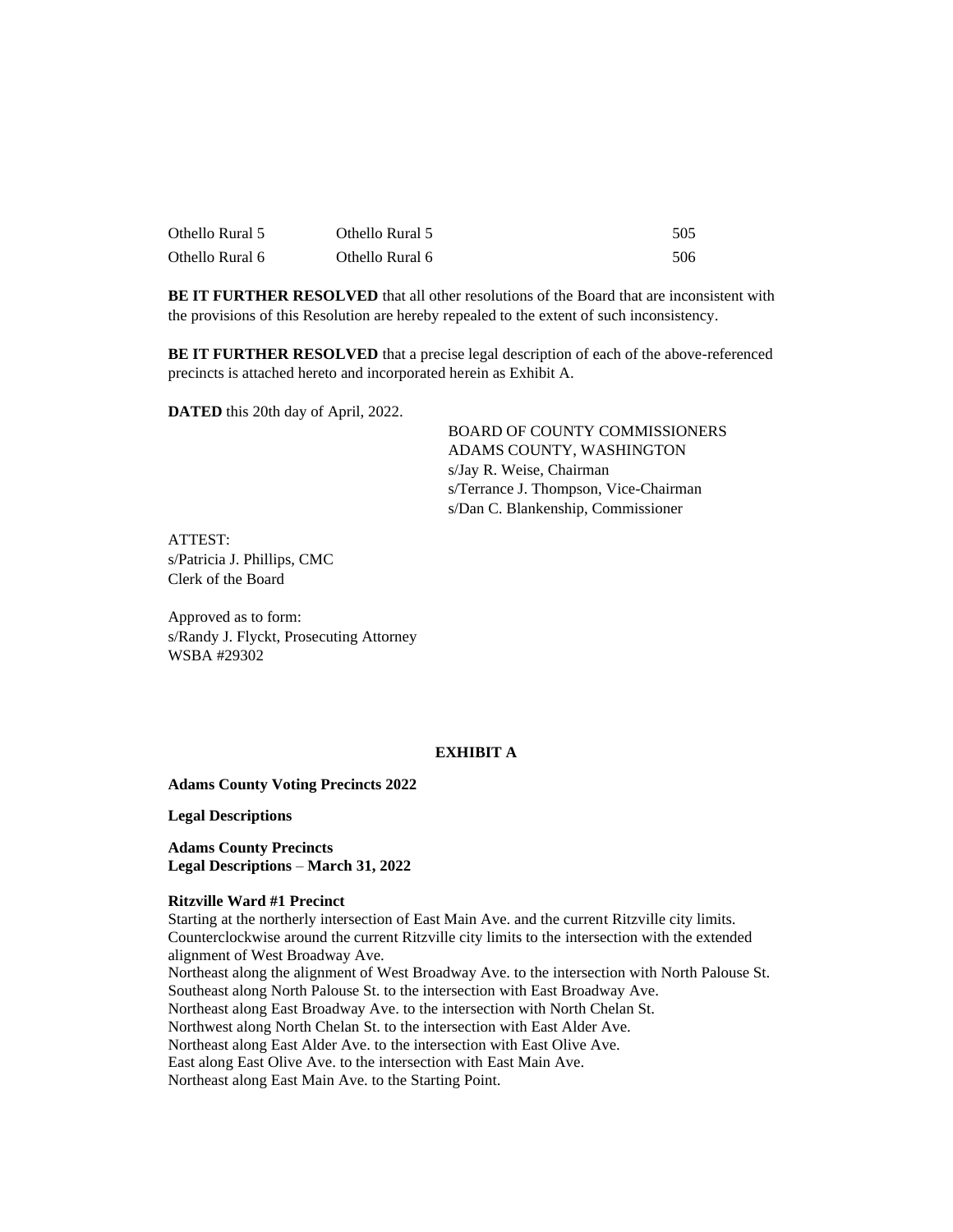| | | |
|---|---|---|
| Othello Rural 5 | Othello Rural 5 | 505 |
| Othello Rural 6 | Othello Rural 6 | 506 |

**BE IT FURTHER RESOLVED** that all other resolutions of the Board that are inconsistent with the provisions of this Resolution are hereby repealed to the extent of such inconsistency.

**BE IT FURTHER RESOLVED** that a precise legal description of each of the above-referenced precincts is attached hereto and incorporated herein as Exhibit A.

**DATED** this 20th day of April, 2022.

BOARD OF COUNTY COMMISSIONERS
ADAMS COUNTY, WASHINGTON
s/Jay R. Weise, Chairman
s/Terrance J. Thompson, Vice-Chairman
s/Dan C. Blankenship, Commissioner

ATTEST:
s/Patricia J. Phillips, CMC
Clerk of the Board

Approved as to form:
s/Randy J. Flyckt, Prosecuting Attorney
WSBA #29302

## EXHIBIT A

**Adams County Voting Precincts 2022**

**Legal Descriptions**

**Adams County Precincts**
**Legal Descriptions** – **March 31, 2022**

**Ritzville Ward #1 Precinct**
Starting at the northerly intersection of East Main Ave. and the current Ritzville city limits.
Counterclockwise around the current Ritzville city limits to the intersection with the extended alignment of West Broadway Ave.
Northeast along the alignment of West Broadway Ave. to the intersection with North Palouse St.
Southeast along North Palouse St. to the intersection with East Broadway Ave.
Northeast along East Broadway Ave. to the intersection with North Chelan St.
Northwest along North Chelan St. to the intersection with East Alder Ave.
Northeast along East Alder Ave. to the intersection with East Olive Ave.
East along East Olive Ave. to the intersection with East Main Ave.
Northeast along East Main Ave. to the Starting Point.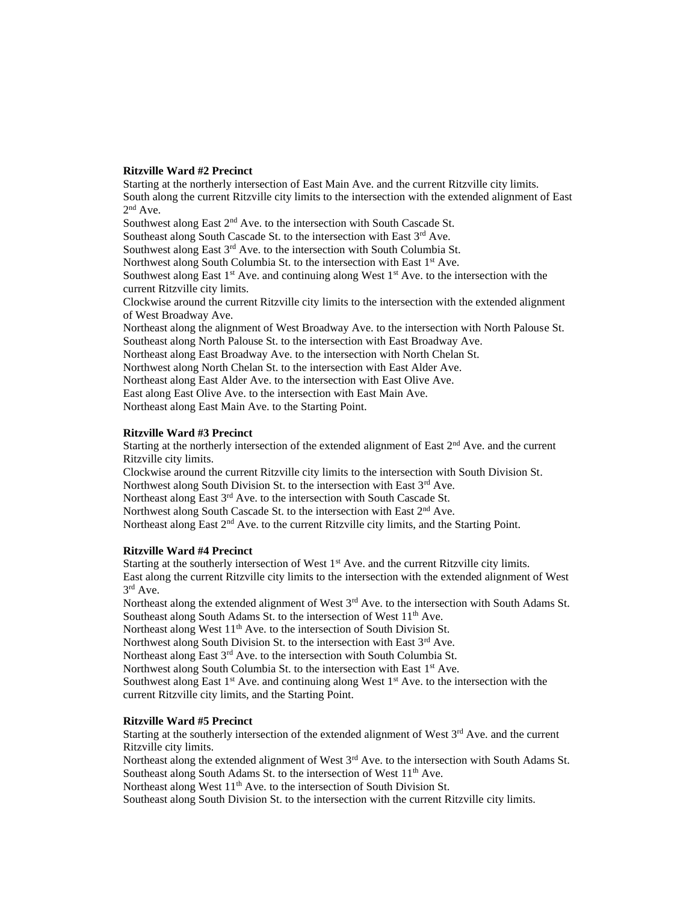**Ritzville Ward #2 Precinct**

Starting at the northerly intersection of East Main Ave. and the current Ritzville city limits.
South along the current Ritzville city limits to the intersection with the extended alignment of East 2nd Ave.
Southwest along East 2nd Ave. to the intersection with South Cascade St.
Southeast along South Cascade St. to the intersection with East 3rd Ave.
Southwest along East 3rd Ave. to the intersection with South Columbia St.
Northwest along South Columbia St. to the intersection with East 1st Ave.
Southwest along East 1st Ave. and continuing along West 1st Ave. to the intersection with the current Ritzville city limits.
Clockwise around the current Ritzville city limits to the intersection with the extended alignment of West Broadway Ave.
Northeast along the alignment of West Broadway Ave. to the intersection with North Palouse St.
Southeast along North Palouse St. to the intersection with East Broadway Ave.
Northeast along East Broadway Ave. to the intersection with North Chelan St.
Northwest along North Chelan St. to the intersection with East Alder Ave.
Northeast along East Alder Ave. to the intersection with East Olive Ave.
East along East Olive Ave. to the intersection with East Main Ave.
Northeast along East Main Ave. to the Starting Point.

**Ritzville Ward #3 Precinct**

Starting at the northerly intersection of the extended alignment of East 2nd Ave. and the current Ritzville city limits.
Clockwise around the current Ritzville city limits to the intersection with South Division St.
Northwest along South Division St. to the intersection with East 3rd Ave.
Northeast along East 3rd Ave. to the intersection with South Cascade St.
Northwest along South Cascade St. to the intersection with East 2nd Ave.
Northeast along East 2nd Ave. to the current Ritzville city limits, and the Starting Point.

**Ritzville Ward #4 Precinct**

Starting at the southerly intersection of West 1st Ave. and the current Ritzville city limits.
East along the current Ritzville city limits to the intersection with the extended alignment of West 3rd Ave.
Northeast along the extended alignment of West 3rd Ave. to the intersection with South Adams St.
Southeast along South Adams St. to the intersection of West 11th Ave.
Northeast along West 11th Ave. to the intersection of South Division St.
Northwest along South Division St. to the intersection with East 3rd Ave.
Northeast along East 3rd Ave. to the intersection with South Columbia St.
Northwest along South Columbia St. to the intersection with East 1st Ave.
Southwest along East 1st Ave. and continuing along West 1st Ave. to the intersection with the current Ritzville city limits, and the Starting Point.

**Ritzville Ward #5 Precinct**

Starting at the southerly intersection of the extended alignment of West 3rd Ave. and the current Ritzville city limits.
Northeast along the extended alignment of West 3rd Ave. to the intersection with South Adams St.
Southeast along South Adams St. to the intersection of West 11th Ave.
Northeast along West 11th Ave. to the intersection of South Division St.
Southeast along South Division St. to the intersection with the current Ritzville city limits.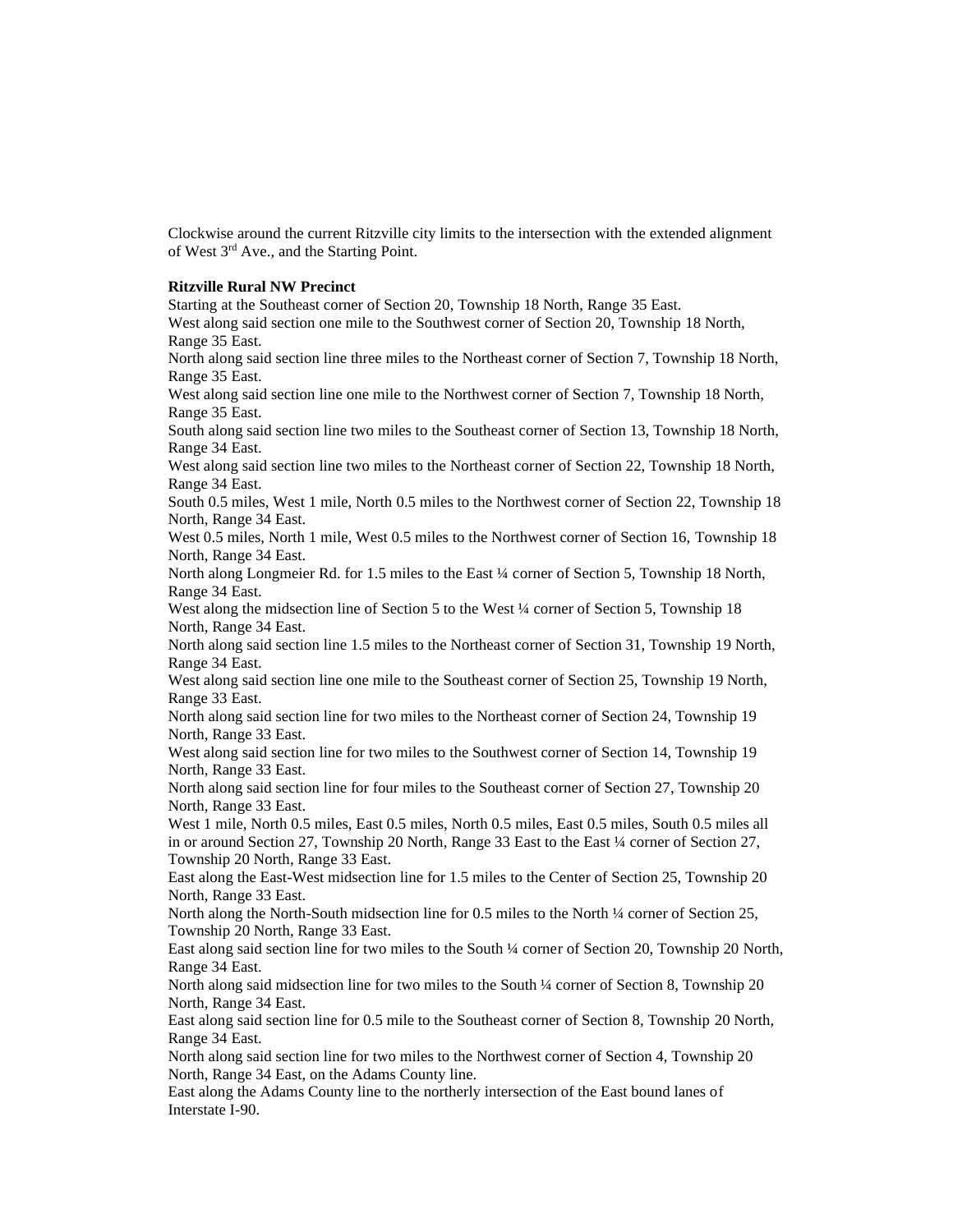Clockwise around the current Ritzville city limits to the intersection with the extended alignment of West 3rd Ave., and the Starting Point.

**Ritzville Rural NW Precinct**

Starting at the Southeast corner of Section 20, Township 18 North, Range 35 East.
West along said section one mile to the Southwest corner of Section 20, Township 18 North, Range 35 East.
North along said section line three miles to the Northeast corner of Section 7, Township 18 North, Range 35 East.
West along said section line one mile to the Northwest corner of Section 7, Township 18 North, Range 35 East.
South along said section line two miles to the Southeast corner of Section 13, Township 18 North, Range 34 East.
West along said section line two miles to the Northeast corner of Section 22, Township 18 North, Range 34 East.
South 0.5 miles, West 1 mile, North 0.5 miles to the Northwest corner of Section 22, Township 18 North, Range 34 East.
West 0.5 miles, North 1 mile, West 0.5 miles to the Northwest corner of Section 16, Township 18 North, Range 34 East.
North along Longmeier Rd. for 1.5 miles to the East ¼ corner of Section 5, Township 18 North, Range 34 East.
West along the midsection line of Section 5 to the West ¼ corner of Section 5, Township 18 North, Range 34 East.
North along said section line 1.5 miles to the Northeast corner of Section 31, Township 19 North, Range 34 East.
West along said section line one mile to the Southeast corner of Section 25, Township 19 North, Range 33 East.
North along said section line for two miles to the Northeast corner of Section 24, Township 19 North, Range 33 East.
West along said section line for two miles to the Southwest corner of Section 14, Township 19 North, Range 33 East.
North along said section line for four miles to the Southeast corner of Section 27, Township 20 North, Range 33 East.
West 1 mile, North 0.5 miles, East 0.5 miles, North 0.5 miles, East 0.5 miles, South 0.5 miles all in or around Section 27, Township 20 North, Range 33 East to the East ¼ corner of Section 27, Township 20 North, Range 33 East.
East along the East-West midsection line for 1.5 miles to the Center of Section 25, Township 20 North, Range 33 East.
North along the North-South midsection line for 0.5 miles to the North ¼ corner of Section 25, Township 20 North, Range 33 East.
East along said section line for two miles to the South ¼ corner of Section 20, Township 20 North, Range 34 East.
North along said midsection line for two miles to the South ¼ corner of Section 8, Township 20 North, Range 34 East.
East along said section line for 0.5 mile to the Southeast corner of Section 8, Township 20 North, Range 34 East.
North along said section line for two miles to the Northwest corner of Section 4, Township 20 North, Range 34 East, on the Adams County line.
East along the Adams County line to the northerly intersection of the East bound lanes of Interstate I-90.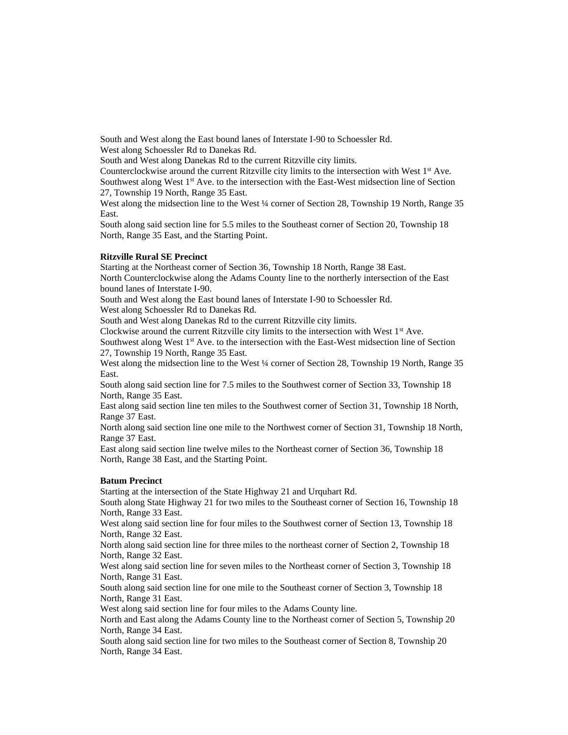South and West along the East bound lanes of Interstate I-90 to Schoessler Rd.
West along Schoessler Rd to Danekas Rd.
South and West along Danekas Rd to the current Ritzville city limits.
Counterclockwise around the current Ritzville city limits to the intersection with West 1st Ave.
Southwest along West 1st Ave. to the intersection with the East-West midsection line of Section 27, Township 19 North, Range 35 East.
West along the midsection line to the West ¼ corner of Section 28, Township 19 North, Range 35 East.
South along said section line for 5.5 miles to the Southeast corner of Section 20, Township 18 North, Range 35 East, and the Starting Point.

**Ritzville Rural SE Precinct**
Starting at the Northeast corner of Section 36, Township 18 North, Range 38 East.
North Counterclockwise along the Adams County line to the northerly intersection of the East bound lanes of Interstate I-90.
South and West along the East bound lanes of Interstate I-90 to Schoessler Rd.
West along Schoessler Rd to Danekas Rd.
South and West along Danekas Rd to the current Ritzville city limits.
Clockwise around the current Ritzville city limits to the intersection with West 1st Ave.
Southwest along West 1st Ave. to the intersection with the East-West midsection line of Section 27, Township 19 North, Range 35 East.
West along the midsection line to the West ¼ corner of Section 28, Township 19 North, Range 35 East.
South along said section line for 7.5 miles to the Southwest corner of Section 33, Township 18 North, Range 35 East.
East along said section line ten miles to the Southwest corner of Section 31, Township 18 North, Range 37 East.
North along said section line one mile to the Northwest corner of Section 31, Township 18 North, Range 37 East.
East along said section line twelve miles to the Northeast corner of Section 36, Township 18 North, Range 38 East, and the Starting Point.

**Batum Precinct**
Starting at the intersection of the State Highway 21 and Urquhart Rd.
South along State Highway 21 for two miles to the Southeast corner of Section 16, Township 18 North, Range 33 East.
West along said section line for four miles to the Southwest corner of Section 13, Township 18 North, Range 32 East.
North along said section line for three miles to the northeast corner of Section 2, Township 18 North, Range 32 East.
West along said section line for seven miles to the Northeast corner of Section 3, Township 18 North, Range 31 East.
South along said section line for one mile to the Southeast corner of Section 3, Township 18 North, Range 31 East.
West along said section line for four miles to the Adams County line.
North and East along the Adams County line to the Northeast corner of Section 5, Township 20 North, Range 34 East.
South along said section line for two miles to the Southeast corner of Section 8, Township 20 North, Range 34 East.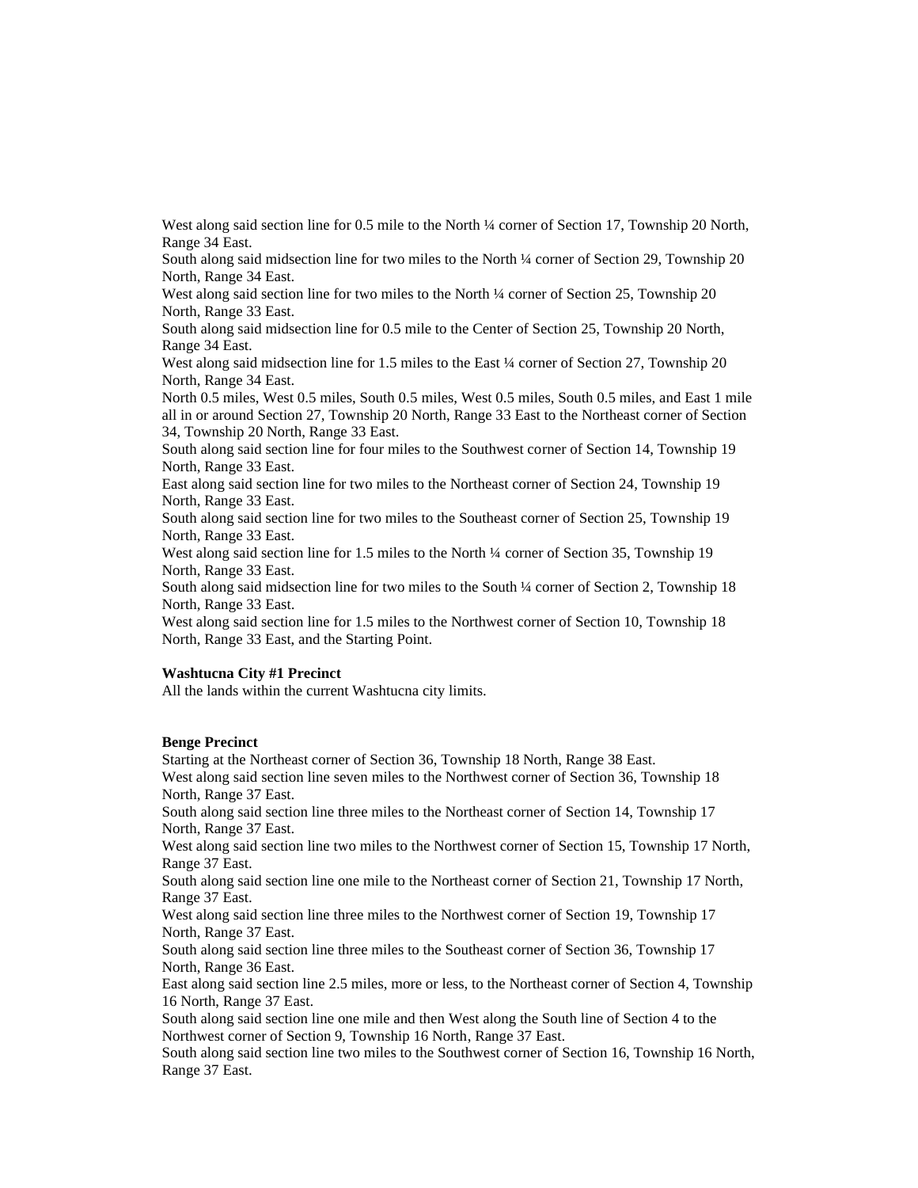West along said section line for 0.5 mile to the North ¼ corner of Section 17, Township 20 North, Range 34 East.
South along said midsection line for two miles to the North ¼ corner of Section 29, Township 20 North, Range 34 East.
West along said section line for two miles to the North ¼ corner of Section 25, Township 20 North, Range 33 East.
South along said midsection line for 0.5 mile to the Center of Section 25, Township 20 North, Range 34 East.
West along said midsection line for 1.5 miles to the East ¼ corner of Section 27, Township 20 North, Range 34 East.
North 0.5 miles, West 0.5 miles, South 0.5 miles, West 0.5 miles, South 0.5 miles, and East 1 mile all in or around Section 27, Township 20 North, Range 33 East to the Northeast corner of Section 34, Township 20 North, Range 33 East.
South along said section line for four miles to the Southwest corner of Section 14, Township 19 North, Range 33 East.
East along said section line for two miles to the Northeast corner of Section 24, Township 19 North, Range 33 East.
South along said section line for two miles to the Southeast corner of Section 25, Township 19 North, Range 33 East.
West along said section line for 1.5 miles to the North ¼ corner of Section 35, Township 19 North, Range 33 East.
South along said midsection line for two miles to the South ¼ corner of Section 2, Township 18 North, Range 33 East.
West along said section line for 1.5 miles to the Northwest corner of Section 10, Township 18 North, Range 33 East, and the Starting Point.

**Washtucna City #1 Precinct**
All the lands within the current Washtucna city limits.

**Benge Precinct**
Starting at the Northeast corner of Section 36, Township 18 North, Range 38 East.
West along said section line seven miles to the Northwest corner of Section 36, Township 18 North, Range 37 East.
South along said section line three miles to the Northeast corner of Section 14, Township 17 North, Range 37 East.
West along said section line two miles to the Northwest corner of Section 15, Township 17 North, Range 37 East.
South along said section line one mile to the Northeast corner of Section 21, Township 17 North, Range 37 East.
West along said section line three miles to the Northwest corner of Section 19, Township 17 North, Range 37 East.
South along said section line three miles to the Southeast corner of Section 36, Township 17 North, Range 36 East.
East along said section line 2.5 miles, more or less, to the Northeast corner of Section 4, Township 16 North, Range 37 East.
South along said section line one mile and then West along the South line of Section 4 to the Northwest corner of Section 9, Township 16 North, Range 37 East.
South along said section line two miles to the Southwest corner of Section 16, Township 16 North, Range 37 East.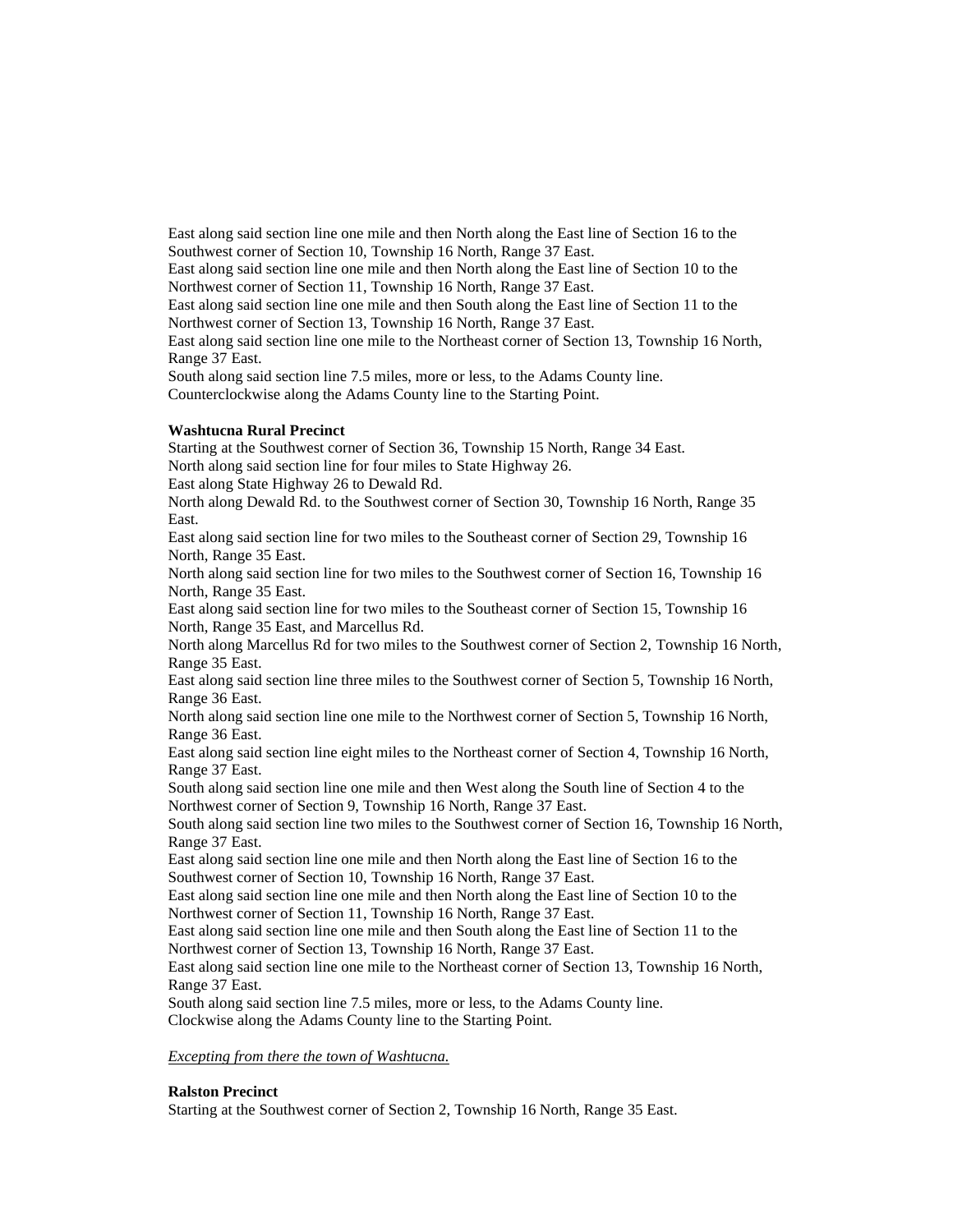East along said section line one mile and then North along the East line of Section 16 to the Southwest corner of Section 10, Township 16 North, Range 37 East.
East along said section line one mile and then North along the East line of Section 10 to the Northwest corner of Section 11, Township 16 North, Range 37 East.
East along said section line one mile and then South along the East line of Section 11 to the Northwest corner of Section 13, Township 16 North, Range 37 East.
East along said section line one mile to the Northeast corner of Section 13, Township 16 North, Range 37 East.
South along said section line 7.5 miles, more or less, to the Adams County line.
Counterclockwise along the Adams County line to the Starting Point.

**Washtucna Rural Precinct**
Starting at the Southwest corner of Section 36, Township 15 North, Range 34 East.
North along said section line for four miles to State Highway 26.
East along State Highway 26 to Dewald Rd.
North along Dewald Rd. to the Southwest corner of Section 30, Township 16 North, Range 35 East.
East along said section line for two miles to the Southeast corner of Section 29, Township 16 North, Range 35 East.
North along said section line for two miles to the Southwest corner of Section 16, Township 16 North, Range 35 East.
East along said section line for two miles to the Southeast corner of Section 15, Township 16 North, Range 35 East, and Marcellus Rd.
North along Marcellus Rd for two miles to the Southwest corner of Section 2, Township 16 North, Range 35 East.
East along said section line three miles to the Southwest corner of Section 5, Township 16 North, Range 36 East.
North along said section line one mile to the Northwest corner of Section 5, Township 16 North, Range 36 East.
East along said section line eight miles to the Northeast corner of Section 4, Township 16 North, Range 37 East.
South along said section line one mile and then West along the South line of Section 4 to the Northwest corner of Section 9, Township 16 North, Range 37 East.
South along said section line two miles to the Southwest corner of Section 16, Township 16 North, Range 37 East.
East along said section line one mile and then North along the East line of Section 16 to the Southwest corner of Section 10, Township 16 North, Range 37 East.
East along said section line one mile and then North along the East line of Section 10 to the Northwest corner of Section 11, Township 16 North, Range 37 East.
East along said section line one mile and then South along the East line of Section 11 to the Northwest corner of Section 13, Township 16 North, Range 37 East.
East along said section line one mile to the Northeast corner of Section 13, Township 16 North, Range 37 East.
South along said section line 7.5 miles, more or less, to the Adams County line.
Clockwise along the Adams County line to the Starting Point.

*Excepting from there the town of Washtucna.*

**Ralston Precinct**
Starting at the Southwest corner of Section 2, Township 16 North, Range 35 East.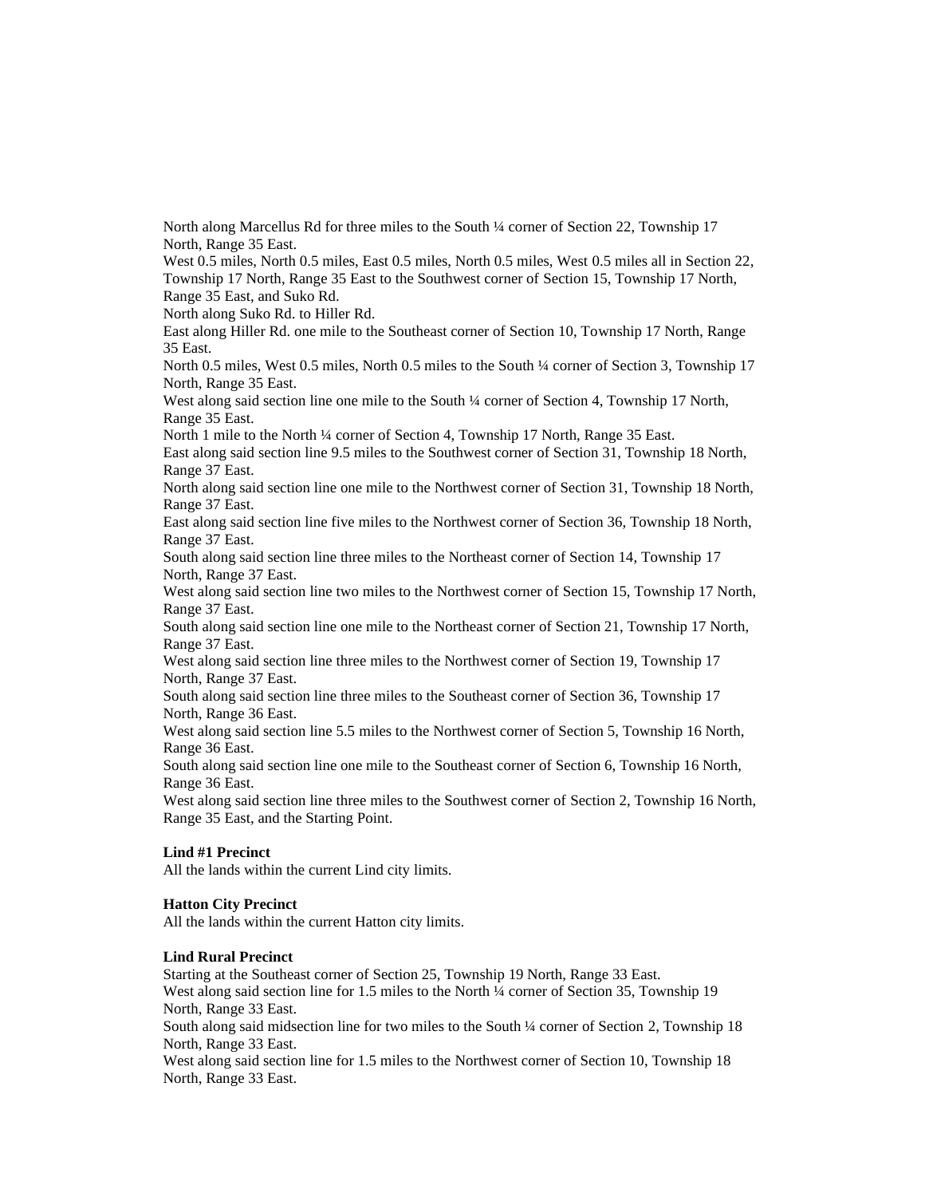North along Marcellus Rd for three miles to the South ¼ corner of Section 22, Township 17 North, Range 35 East.
West 0.5 miles, North 0.5 miles, East 0.5 miles, North 0.5 miles, West 0.5 miles all in Section 22, Township 17 North, Range 35 East to the Southwest corner of Section 15, Township 17 North, Range 35 East, and Suko Rd.
North along Suko Rd. to Hiller Rd.
East along Hiller Rd. one mile to the Southeast corner of Section 10, Township 17 North, Range 35 East.
North 0.5 miles, West 0.5 miles, North 0.5 miles to the South ¼ corner of Section 3, Township 17 North, Range 35 East.
West along said section line one mile to the South ¼ corner of Section 4, Township 17 North, Range 35 East.
North 1 mile to the North ¼ corner of Section 4, Township 17 North, Range 35 East.
East along said section line 9.5 miles to the Southwest corner of Section 31, Township 18 North, Range 37 East.
North along said section line one mile to the Northwest corner of Section 31, Township 18 North, Range 37 East.
East along said section line five miles to the Northwest corner of Section 36, Township 18 North, Range 37 East.
South along said section line three miles to the Northeast corner of Section 14, Township 17 North, Range 37 East.
West along said section line two miles to the Northwest corner of Section 15, Township 17 North, Range 37 East.
South along said section line one mile to the Northeast corner of Section 21, Township 17 North, Range 37 East.
West along said section line three miles to the Northwest corner of Section 19, Township 17 North, Range 37 East.
South along said section line three miles to the Southeast corner of Section 36, Township 17 North, Range 36 East.
West along said section line 5.5 miles to the Northwest corner of Section 5, Township 16 North, Range 36 East.
South along said section line one mile to the Southeast corner of Section 6, Township 16 North, Range 36 East.
West along said section line three miles to the Southwest corner of Section 2, Township 16 North, Range 35 East, and the Starting Point.

**Lind #1 Precinct**
All the lands within the current Lind city limits.

**Hatton City Precinct**
All the lands within the current Hatton city limits.

**Lind Rural Precinct**
Starting at the Southeast corner of Section 25, Township 19 North, Range 33 East.
West along said section line for 1.5 miles to the North ¼ corner of Section 35, Township 19 North, Range 33 East.
South along said midsection line for two miles to the South ¼ corner of Section 2, Township 18 North, Range 33 East.
West along said section line for 1.5 miles to the Northwest corner of Section 10, Township 18 North, Range 33 East.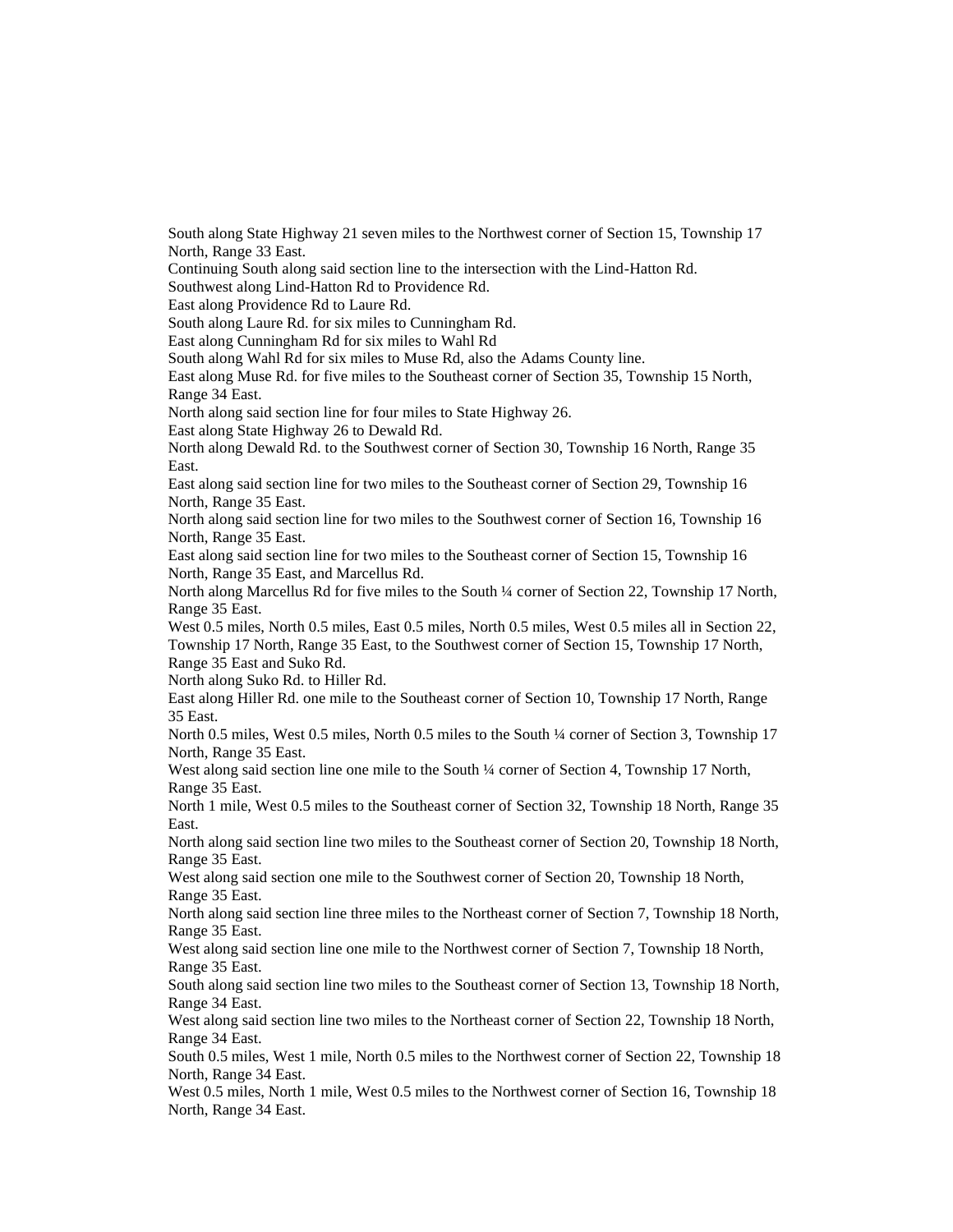South along State Highway 21 seven miles to the Northwest corner of Section 15, Township 17 North, Range 33 East.

Continuing South along said section line to the intersection with the Lind-Hatton Rd.

Southwest along Lind-Hatton Rd to Providence Rd.

East along Providence Rd to Laure Rd.

South along Laure Rd. for six miles to Cunningham Rd.

East along Cunningham Rd for six miles to Wahl Rd

South along Wahl Rd for six miles to Muse Rd, also the Adams County line.

East along Muse Rd. for five miles to the Southeast corner of Section 35, Township 15 North, Range 34 East.

North along said section line for four miles to State Highway 26.

East along State Highway 26 to Dewald Rd.

North along Dewald Rd. to the Southwest corner of Section 30, Township 16 North, Range 35 East.

East along said section line for two miles to the Southeast corner of Section 29, Township 16 North, Range 35 East.

North along said section line for two miles to the Southwest corner of Section 16, Township 16 North, Range 35 East.

East along said section line for two miles to the Southeast corner of Section 15, Township 16 North, Range 35 East, and Marcellus Rd.

North along Marcellus Rd for five miles to the South ¼ corner of Section 22, Township 17 North, Range 35 East.

West 0.5 miles, North 0.5 miles, East 0.5 miles, North 0.5 miles, West 0.5 miles all in Section 22, Township 17 North, Range 35 East, to the Southwest corner of Section 15, Township 17 North, Range 35 East and Suko Rd.

North along Suko Rd. to Hiller Rd.

East along Hiller Rd. one mile to the Southeast corner of Section 10, Township 17 North, Range 35 East.

North 0.5 miles, West 0.5 miles, North 0.5 miles to the South ¼ corner of Section 3, Township 17 North, Range 35 East.

West along said section line one mile to the South ¼ corner of Section 4, Township 17 North, Range 35 East.

North 1 mile, West 0.5 miles to the Southeast corner of Section 32, Township 18 North, Range 35 East.

North along said section line two miles to the Southeast corner of Section 20, Township 18 North, Range 35 East.

West along said section one mile to the Southwest corner of Section 20, Township 18 North, Range 35 East.

North along said section line three miles to the Northeast corner of Section 7, Township 18 North, Range 35 East.

West along said section line one mile to the Northwest corner of Section 7, Township 18 North, Range 35 East.

South along said section line two miles to the Southeast corner of Section 13, Township 18 North, Range 34 East.

West along said section line two miles to the Northeast corner of Section 22, Township 18 North, Range 34 East.

South 0.5 miles, West 1 mile, North 0.5 miles to the Northwest corner of Section 22, Township 18 North, Range 34 East.

West 0.5 miles, North 1 mile, West 0.5 miles to the Northwest corner of Section 16, Township 18 North, Range 34 East.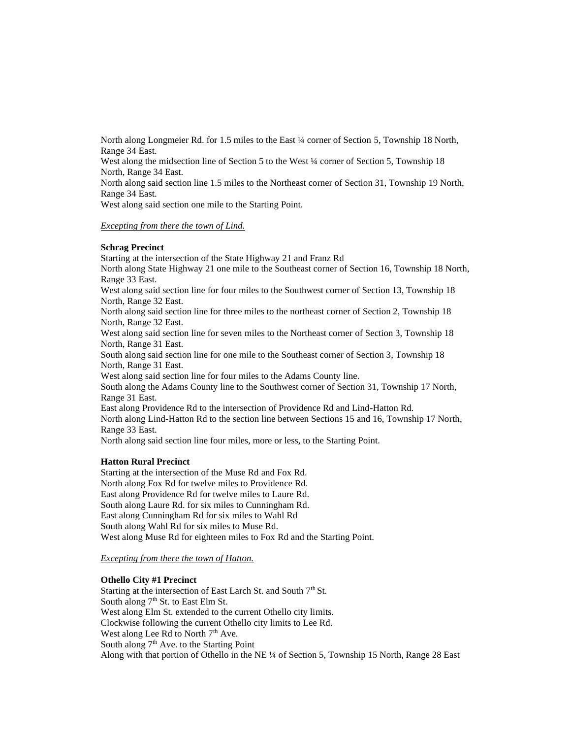North along Longmeier Rd. for 1.5 miles to the East ¼ corner of Section 5, Township 18 North, Range 34 East.
West along the midsection line of Section 5 to the West ¼ corner of Section 5, Township 18 North, Range 34 East.
North along said section line 1.5 miles to the Northeast corner of Section 31, Township 19 North, Range 34 East.
West along said section one mile to the Starting Point.

*Excepting from there the town of Lind.*

**Schrag Precinct**
Starting at the intersection of the State Highway 21 and Franz Rd
North along State Highway 21 one mile to the Southeast corner of Section 16, Township 18 North, Range 33 East.
West along said section line for four miles to the Southwest corner of Section 13, Township 18 North, Range 32 East.
North along said section line for three miles to the northeast corner of Section 2, Township 18 North, Range 32 East.
West along said section line for seven miles to the Northeast corner of Section 3, Township 18 North, Range 31 East.
South along said section line for one mile to the Southeast corner of Section 3, Township 18 North, Range 31 East.
West along said section line for four miles to the Adams County line.
South along the Adams County line to the Southwest corner of Section 31, Township 17 North, Range 31 East.
East along Providence Rd to the intersection of Providence Rd and Lind-Hatton Rd.
North along Lind-Hatton Rd to the section line between Sections 15 and 16, Township 17 North, Range 33 East.
North along said section line four miles, more or less, to the Starting Point.

**Hatton Rural Precinct**
Starting at the intersection of the Muse Rd and Fox Rd.
North along Fox Rd for twelve miles to Providence Rd.
East along Providence Rd for twelve miles to Laure Rd.
South along Laure Rd. for six miles to Cunningham Rd.
East along Cunningham Rd for six miles to Wahl Rd
South along Wahl Rd for six miles to Muse Rd.
West along Muse Rd for eighteen miles to Fox Rd and the Starting Point.

*Excepting from there the town of Hatton.*

**Othello City #1 Precinct**
Starting at the intersection of East Larch St. and South 7th St.
South along 7th St. to East Elm St.
West along Elm St. extended to the current Othello city limits.
Clockwise following the current Othello city limits to Lee Rd.
West along Lee Rd to North 7th Ave.
South along 7th Ave. to the Starting Point
Along with that portion of Othello in the NE ¼ of Section 5, Township 15 North, Range 28 East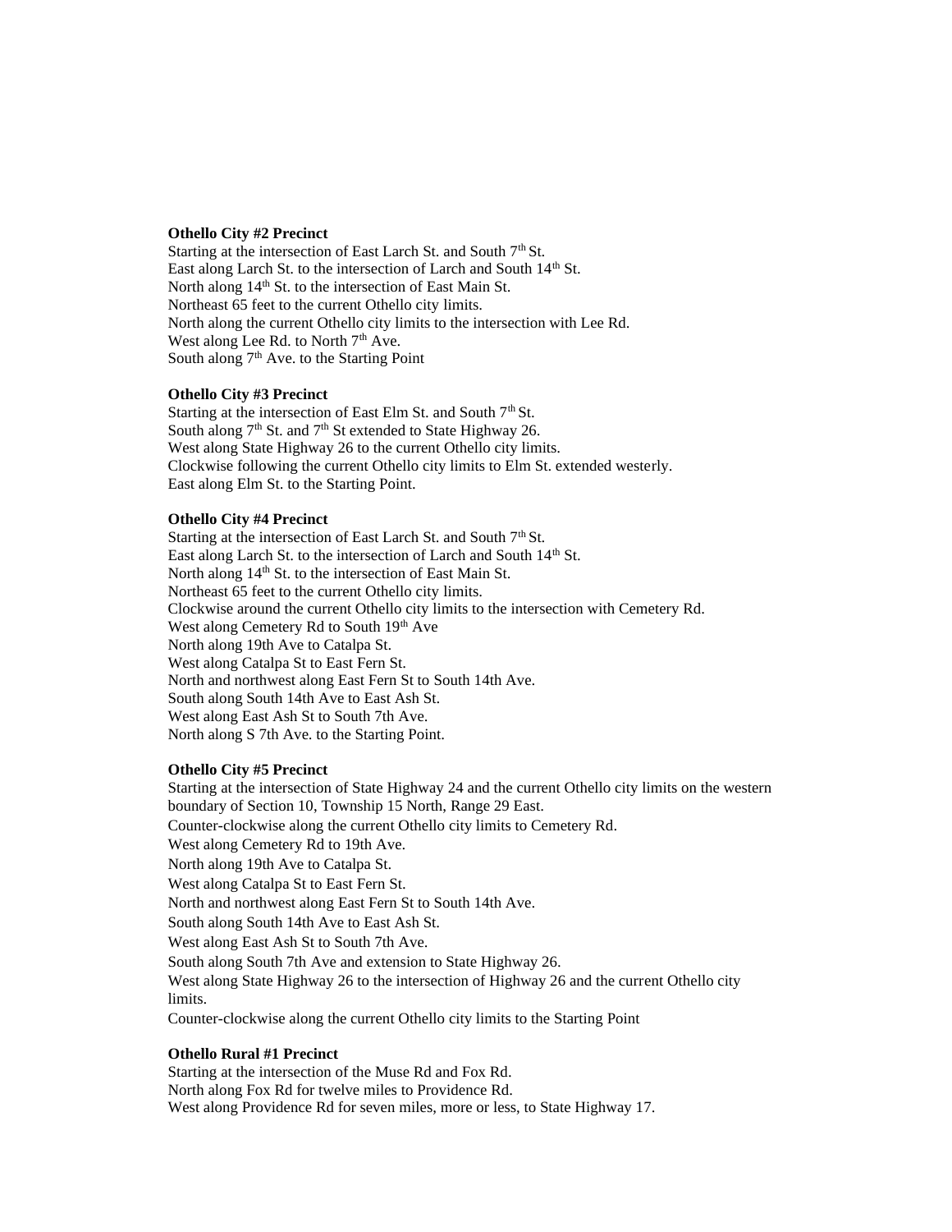**Othello City #2 Precinct**
Starting at the intersection of East Larch St. and South 7th St.
East along Larch St. to the intersection of Larch and South 14th St.
North along 14th St. to the intersection of East Main St.
Northeast 65 feet to the current Othello city limits.
North along the current Othello city limits to the intersection with Lee Rd.
West along Lee Rd. to North 7th Ave.
South along 7th Ave. to the Starting Point

**Othello City #3 Precinct**
Starting at the intersection of East Elm St. and South 7th St.
South along 7th St. and 7th St extended to State Highway 26.
West along State Highway 26 to the current Othello city limits.
Clockwise following the current Othello city limits to Elm St. extended westerly.
East along Elm St. to the Starting Point.

**Othello City #4 Precinct**
Starting at the intersection of East Larch St. and South 7th St.
East along Larch St. to the intersection of Larch and South 14th St.
North along 14th St. to the intersection of East Main St.
Northeast 65 feet to the current Othello city limits.
Clockwise around the current Othello city limits to the intersection with Cemetery Rd.
West along Cemetery Rd to South 19th Ave
North along 19th Ave to Catalpa St.
West along Catalpa St to East Fern St.
North and northwest along East Fern St to South 14th Ave.
South along South 14th Ave to East Ash St.
West along East Ash St to South 7th Ave.
North along S 7th Ave. to the Starting Point.

**Othello City #5 Precinct**
Starting at the intersection of State Highway 24 and the current Othello city limits on the western boundary of Section 10, Township 15 North, Range 29 East.
Counter-clockwise along the current Othello city limits to Cemetery Rd.
West along Cemetery Rd to 19th Ave.
North along 19th Ave to Catalpa St.
West along Catalpa St to East Fern St.
North and northwest along East Fern St to South 14th Ave.
South along South 14th Ave to East Ash St.
West along East Ash St to South 7th Ave.
South along South 7th Ave and extension to State Highway 26.
West along State Highway 26 to the intersection of Highway 26 and the current Othello city limits.
Counter-clockwise along the current Othello city limits to the Starting Point

**Othello Rural #1 Precinct**
Starting at the intersection of the Muse Rd and Fox Rd.
North along Fox Rd for twelve miles to Providence Rd.
West along Providence Rd for seven miles, more or less, to State Highway 17.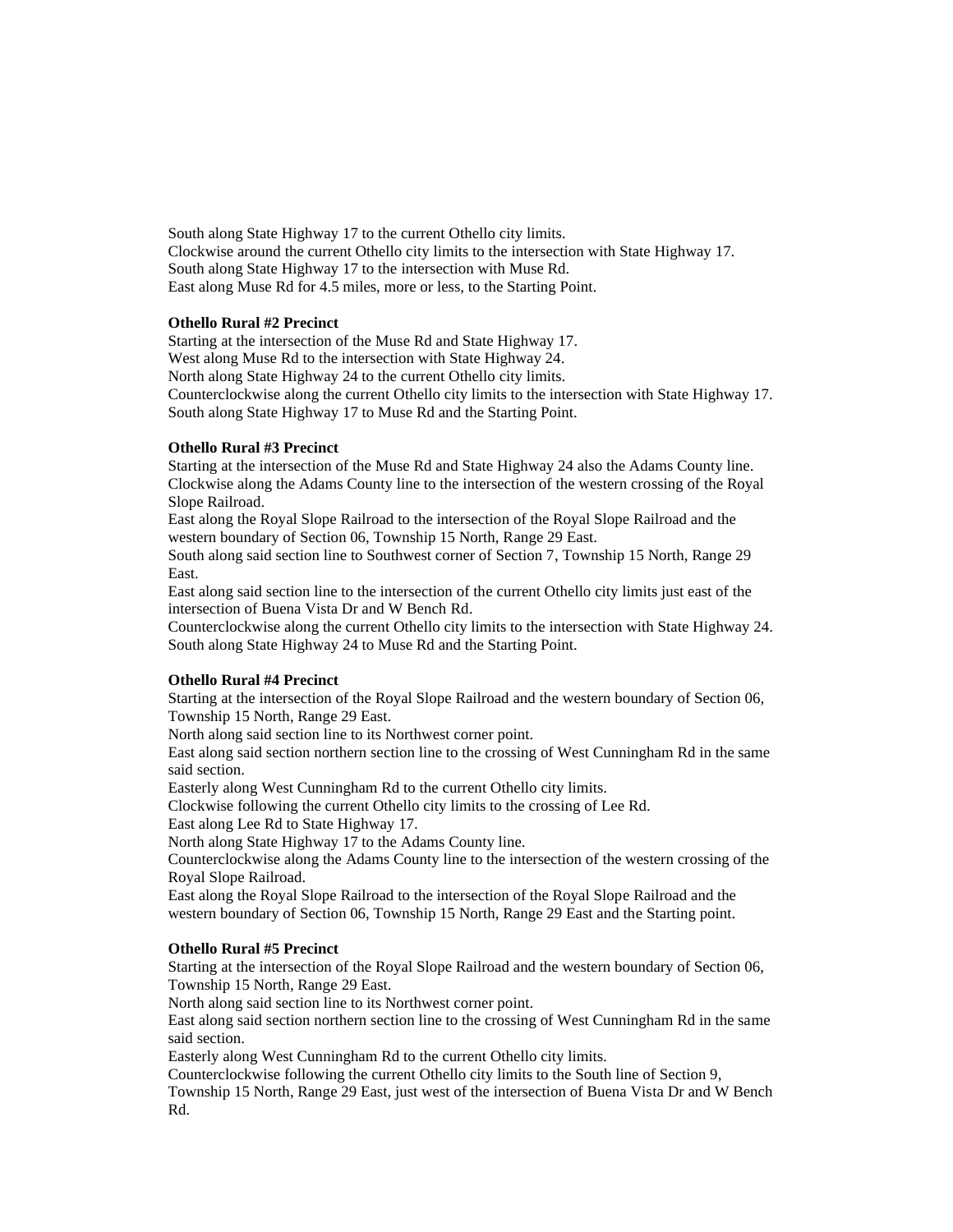South along State Highway 17 to the current Othello city limits.
Clockwise around the current Othello city limits to the intersection with State Highway 17.
South along State Highway 17 to the intersection with Muse Rd.
East along Muse Rd for 4.5 miles, more or less, to the Starting Point.

**Othello Rural #2 Precinct**
Starting at the intersection of the Muse Rd and State Highway 17.
West along Muse Rd to the intersection with State Highway 24.
North along State Highway 24 to the current Othello city limits.
Counterclockwise along the current Othello city limits to the intersection with State Highway 17.
South along State Highway 17 to Muse Rd and the Starting Point.

**Othello Rural #3 Precinct**
Starting at the intersection of the Muse Rd and State Highway 24 also the Adams County line.
Clockwise along the Adams County line to the intersection of the western crossing of the Royal Slope Railroad.
East along the Royal Slope Railroad to the intersection of the Royal Slope Railroad and the western boundary of Section 06, Township 15 North, Range 29 East.
South along said section line to Southwest corner of Section 7, Township 15 North, Range 29 East.
East along said section line to the intersection of the current Othello city limits just east of the intersection of Buena Vista Dr and W Bench Rd.
Counterclockwise along the current Othello city limits to the intersection with State Highway 24.
South along State Highway 24 to Muse Rd and the Starting Point.

**Othello Rural #4 Precinct**
Starting at the intersection of the Royal Slope Railroad and the western boundary of Section 06, Township 15 North, Range 29 East.
North along said section line to its Northwest corner point.
East along said section northern section line to the crossing of West Cunningham Rd in the same said section.
Easterly along West Cunningham Rd to the current Othello city limits.
Clockwise following the current Othello city limits to the crossing of Lee Rd.
East along Lee Rd to State Highway 17.
North along State Highway 17 to the Adams County line.
Counterclockwise along the Adams County line to the intersection of the western crossing of the Royal Slope Railroad.
East along the Royal Slope Railroad to the intersection of the Royal Slope Railroad and the western boundary of Section 06, Township 15 North, Range 29 East and the Starting point.

**Othello Rural #5 Precinct**
Starting at the intersection of the Royal Slope Railroad and the western boundary of Section 06, Township 15 North, Range 29 East.
North along said section line to its Northwest corner point.
East along said section northern section line to the crossing of West Cunningham Rd in the same said section.
Easterly along West Cunningham Rd to the current Othello city limits.
Counterclockwise following the current Othello city limits to the South line of Section 9, Township 15 North, Range 29 East, just west of the intersection of Buena Vista Dr and W Bench Rd.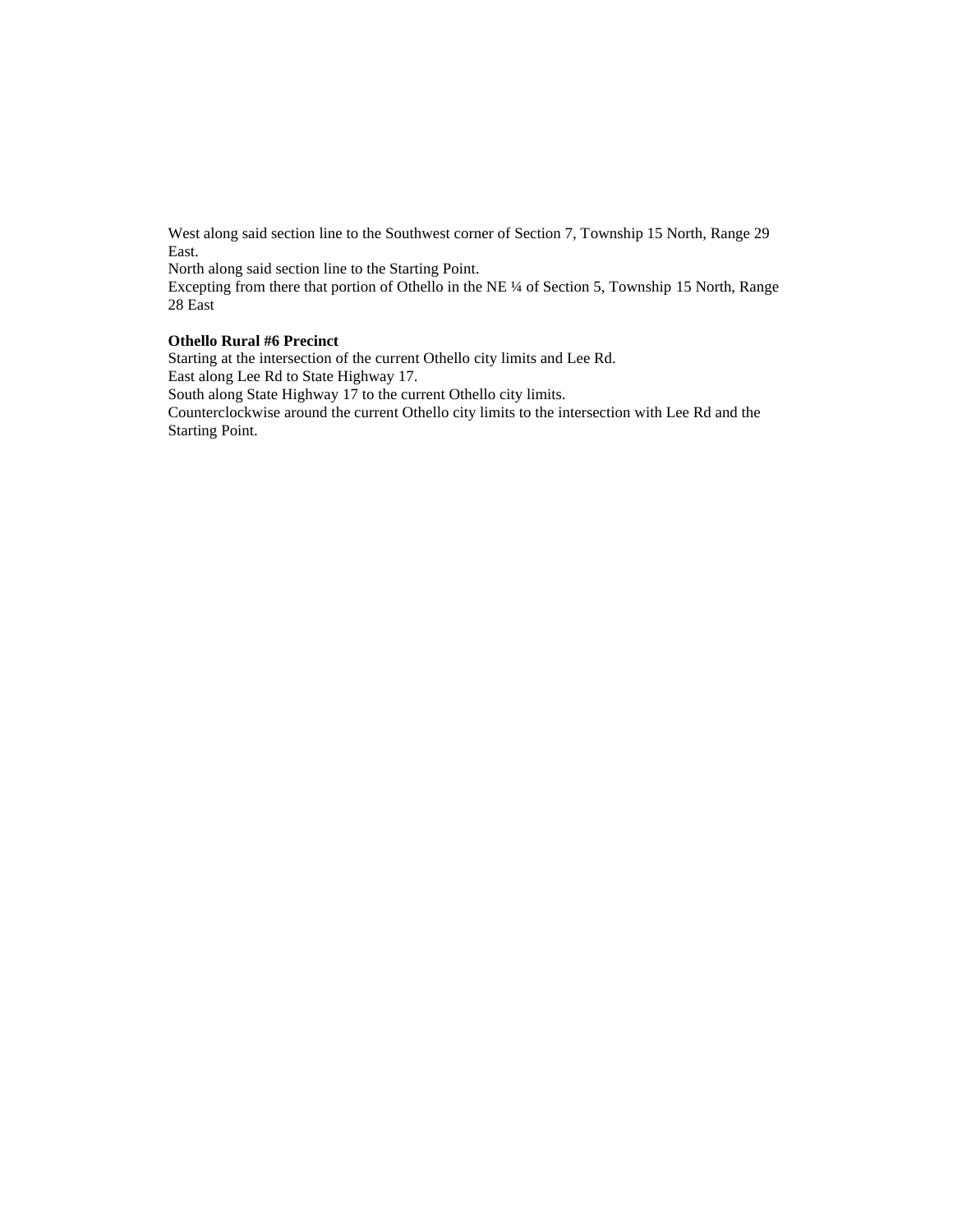West along said section line to the Southwest corner of Section 7, Township 15 North, Range 29 East.
North along said section line to the Starting Point.
Excepting from there that portion of Othello in the NE ¼ of Section 5, Township 15 North, Range 28 East

**Othello Rural #6 Precinct**
Starting at the intersection of the current Othello city limits and Lee Rd.
East along Lee Rd to State Highway 17.
South along State Highway 17 to the current Othello city limits.
Counterclockwise around the current Othello city limits to the intersection with Lee Rd and the Starting Point.